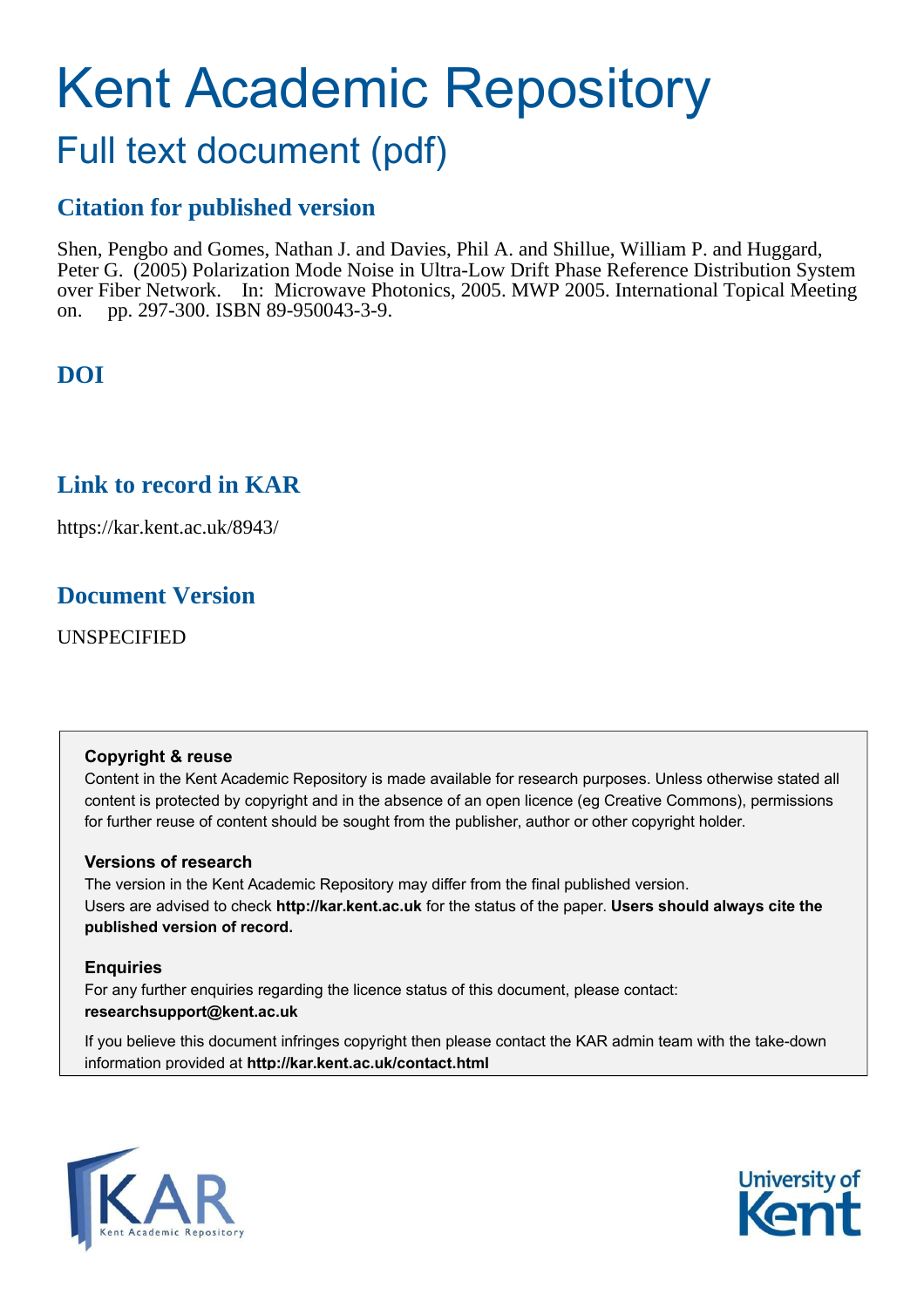# Kent Academic Repository

## Full text document (pdf)

## Citation for published version

Shen, Pengbo and Gomes, Nathan J. and Davies, Phil A. and Shillue, William P. and Huggard, Peter G. (2005) Polarization Mode Noise in Ultra-Low Drift Phase Reference Distribution System over Fiber Network. In: Microwave Photonics, 2005. MWP 2005. International Topical Meeting on. pp. 297-300. ISBN 89-950043-3-9.

## DOI

## Link to record in KAR

https://kar.kent.ac.uk/8943/

## Document Version

UNSPECIFIED

**Copyright & reuse**

Content in the Kent Academic Repository is made available for research purposes. Unless otherwise stated all content is protected by copyright and in the absence of an open licence (eg Creative Commons), permissions for further reuse of content should be sought from the publisher, author or other copyright holder.

**Versions of research**

The version in the Kent Academic Repository may differ from the final published version. Users are advised to check **http://kar.kent.ac.uk** for the status of the paper. **Users should always cite the published version of record.**

**Enquiries**

For any further enquiries regarding the licence status of this document, please contact: **researchsupport@kent.ac.uk**

If you believe this document infringes copyright then please contact the KAR admin team with the take-down information provided at **http://kar.kent.ac.uk/contact.html**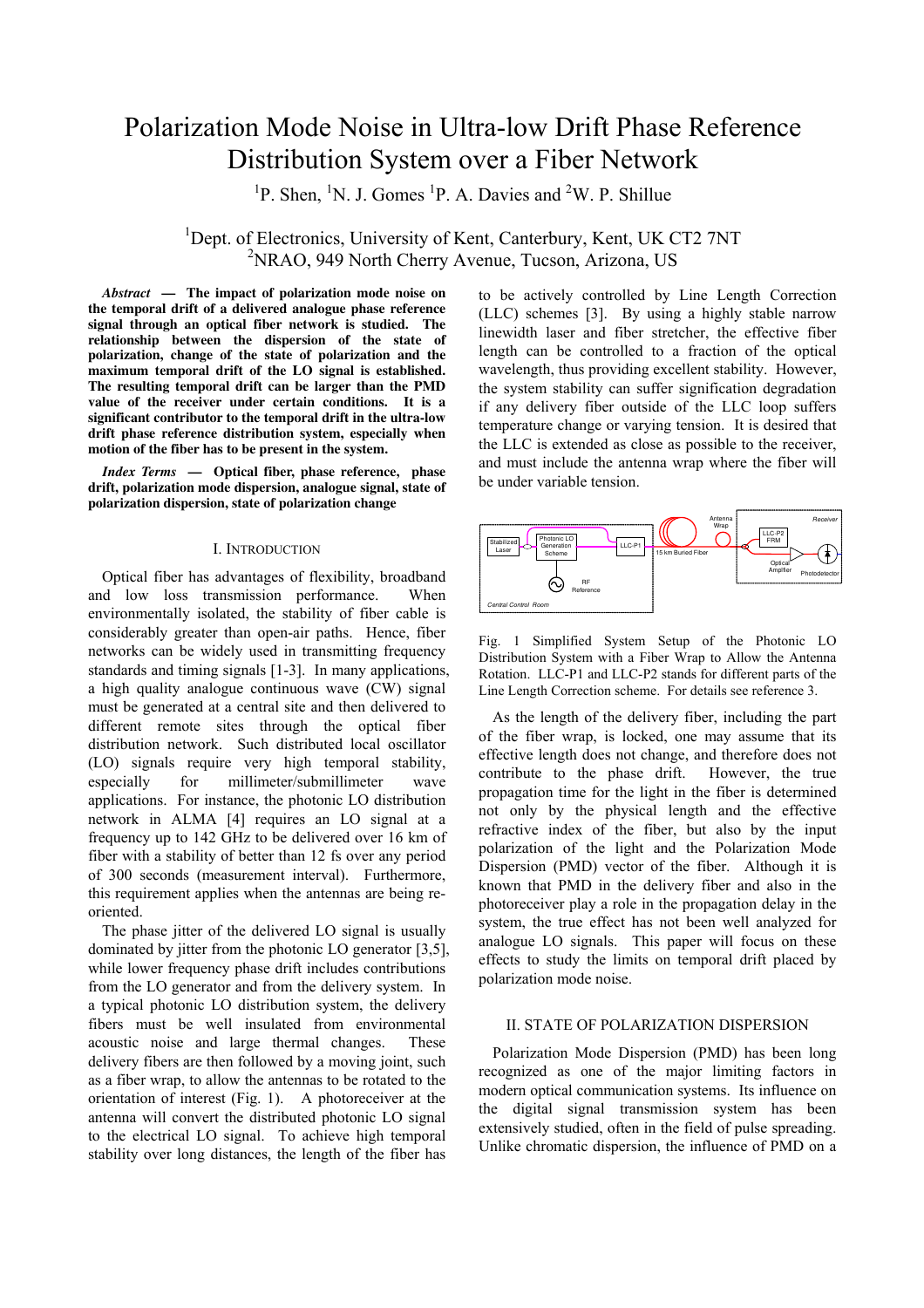# Polarization Mode Noise in Ultra-low Drift Phase Reference Distribution System over a Fiber Network

[1]P. Shen, [1]N. J. Gomes [1]P. A. Davies and [2]W. P. Shillue

[1]Dept. of Electronics, University of Kent, Canterbury, Kent, UK CT2 7NT
[2]NRAO, 949 North Cherry Avenue, Tucson, Arizona, US

***Abstract*** **— The impact of polarization mode noise on the temporal drift of a delivered analogue phase reference signal through an optical fiber network is studied. The relationship between the dispersion of the state of polarization, change of the state of polarization and the maximum temporal drift of the LO signal is established. The resulting temporal drift can be larger than the PMD value of the receiver under certain conditions. It is a significant contributor to the temporal drift in the ultra-low drift phase reference distribution system, especially when motion of the fiber has to be present in the system.**

***Index Terms*** **— Optical fiber, phase reference, phase drift, polarization mode dispersion, analogue signal, state of polarization dispersion, state of polarization change**

## I. Introduction

Optical fiber has advantages of flexibility, broadband and low loss transmission performance. When environmentally isolated, the stability of fiber cable is considerably greater than open-air paths. Hence, fiber networks can be widely used in transmitting frequency standards and timing signals [1-3]. In many applications, a high quality analogue continuous wave (CW) signal must be generated at a central site and then delivered to different remote sites through the optical fiber distribution network. Such distributed local oscillator (LO) signals require very high temporal stability, especially for millimeter/submillimeter wave applications. For instance, the photonic LO distribution network in ALMA [4] requires an LO signal at a frequency up to 142 GHz to be delivered over 16 km of fiber with a stability of better than 12 fs over any period of 300 seconds (measurement interval). Furthermore, this requirement applies when the antennas are being re-oriented.

The phase jitter of the delivered LO signal is usually dominated by jitter from the photonic LO generator [3,5], while lower frequency phase drift includes contributions from the LO generator and from the delivery system. In a typical photonic LO distribution system, the delivery fibers must be well insulated from environmental acoustic noise and large thermal changes. These delivery fibers are then followed by a moving joint, such as a fiber wrap, to allow the antennas to be rotated to the orientation of interest (Fig. 1). A photoreceiver at the antenna will convert the distributed photonic LO signal to the electrical LO signal. To achieve high temporal stability over long distances, the length of the fiber has to be actively controlled by Line Length Correction (LLC) schemes [3]. By using a highly stable narrow linewidth laser and fiber stretcher, the effective fiber length can be controlled to a fraction of the optical wavelength, thus providing excellent stability. However, the system stability can suffer signification degradation if any delivery fiber outside of the LLC loop suffers temperature change or varying tension. It is desired that the LLC is extended as close as possible to the receiver, and must include the antenna wrap where the fiber will be under variable tension.

Fig. 1 Simplified System Setup of the Photonic LO Distribution System with a Fiber Wrap to Allow the Antenna Rotation. LLC-P1 and LLC-P2 stands for different parts of the Line Length Correction scheme. For details see reference 3.

As the length of the delivery fiber, including the part of the fiber wrap, is locked, one may assume that its effective length does not change, and therefore does not contribute to the phase drift. However, the true propagation time for the light in the fiber is determined not only by the physical length and the effective refractive index of the fiber, but also by the input polarization of the light and the Polarization Mode Dispersion (PMD) vector of the fiber. Although it is known that PMD in the delivery fiber and also in the photoreceiver play a role in the propagation delay in the system, the true effect has not been well analyzed for analogue LO signals. This paper will focus on these effects to study the limits on temporal drift placed by polarization mode noise.

## II. State of Polarization Dispersion

Polarization Mode Dispersion (PMD) has been long recognized as one of the major limiting factors in modern optical communication systems. Its influence on the digital signal transmission system has been extensively studied, often in the field of pulse spreading. Unlike chromatic dispersion, the influence of PMD on a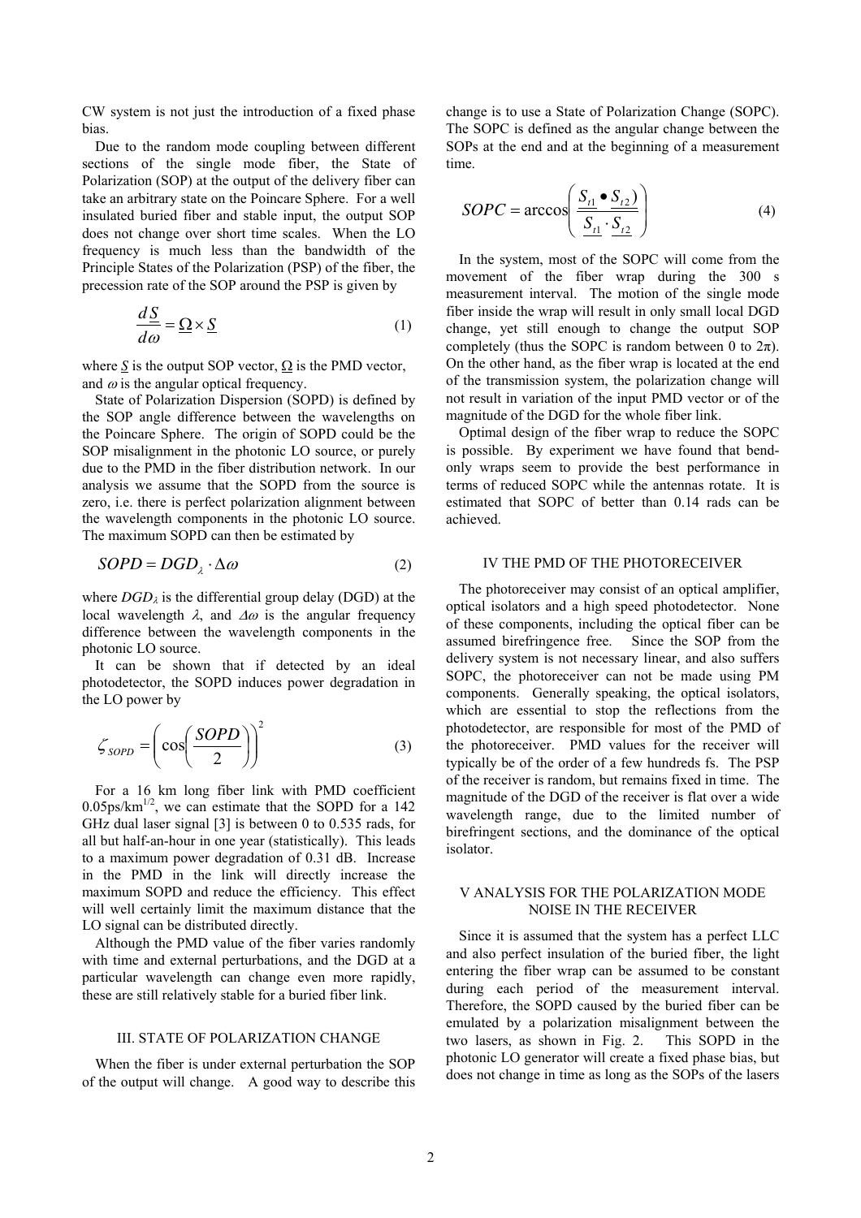CW system is not just the introduction of a fixed phase bias.

Due to the random mode coupling between different sections of the single mode fiber, the State of Polarization (SOP) at the output of the delivery fiber can take an arbitrary state on the Poincare Sphere. For a well insulated buried fiber and stable input, the output SOP does not change over short time scales. When the LO frequency is much less than the bandwidth of the Principle States of the Polarization (PSP) of the fiber, the precession rate of the SOP around the PSP is given by

$$\frac{d\underline{S}}{d\omega} = \underline{\Omega} \times \underline{S} \tag{1}$$

where $\underline{S}$ is the output SOP vector, $\underline{\Omega}$ is the PMD vector, and $\omega$ is the angular optical frequency.

State of Polarization Dispersion (SOPD) is defined by the SOP angle difference between the wavelengths on the Poincare Sphere. The origin of SOPD could be the SOP misalignment in the photonic LO source, or purely due to the PMD in the fiber distribution network. In our analysis we assume that the SOPD from the source is zero, i.e. there is perfect polarization alignment between the wavelength components in the photonic LO source. The maximum SOPD can then be estimated by

$$SOPD = DGD_{\lambda} \cdot \Delta\omega \tag{2}$$

where $DGD_{\lambda}$ is the differential group delay (DGD) at the local wavelength $\lambda$, and $\Delta\omega$ is the angular frequency difference between the wavelength components in the photonic LO source.

It can be shown that if detected by an ideal photodetector, the SOPD induces power degradation in the LO power by

$$\zeta_{SOPD} = \left(\cos\left(\frac{SOPD}{2}\right)\right)^2 \tag{3}$$

For a 16 km long fiber link with PMD coefficient $0.05\text{ps/km}^{1/2}$, we can estimate that the SOPD for a 142 GHz dual laser signal [3] is between 0 to 0.535 rads, for all but half-an-hour in one year (statistically). This leads to a maximum power degradation of 0.31 dB. Increase in the PMD in the link will directly increase the maximum SOPD and reduce the efficiency. This effect will well certainly limit the maximum distance that the LO signal can be distributed directly.

Although the PMD value of the fiber varies randomly with time and external perturbations, and the DGD at a particular wavelength can change even more rapidly, these are still relatively stable for a buried fiber link.

## III. STATE OF POLARIZATION CHANGE

When the fiber is under external perturbation the SOP of the output will change. A good way to describe this change is to use a State of Polarization Change (SOPC). The SOPC is defined as the angular change between the SOPs at the end and at the beginning of a measurement time.

$$SOPC = \arccos\left(\frac{\underline{S_{t1}} \bullet \underline{S_{t2}})}{\underline{S_{t1}} \cdot \underline{S_{t2}}}\right) \tag{4}$$

In the system, most of the SOPC will come from the movement of the fiber wrap during the 300 s measurement interval. The motion of the single mode fiber inside the wrap will result in only small local DGD change, yet still enough to change the output SOP completely (thus the SOPC is random between 0 to $2\pi$). On the other hand, as the fiber wrap is located at the end of the transmission system, the polarization change will not result in variation of the input PMD vector or of the magnitude of the DGD for the whole fiber link.

Optimal design of the fiber wrap to reduce the SOPC is possible. By experiment we have found that bend-only wraps seem to provide the best performance in terms of reduced SOPC while the antennas rotate. It is estimated that SOPC of better than 0.14 rads can be achieved.

## IV THE PMD OF THE PHOTORECEIVER

The photoreceiver may consist of an optical amplifier, optical isolators and a high speed photodetector. None of these components, including the optical fiber can be assumed birefringence free. Since the SOP from the delivery system is not necessary linear, and also suffers SOPC, the photoreceiver can not be made using PM components. Generally speaking, the optical isolators, which are essential to stop the reflections from the photodetector, are responsible for most of the PMD of the photoreceiver. PMD values for the receiver will typically be of the order of a few hundreds fs. The PSP of the receiver is random, but remains fixed in time. The magnitude of the DGD of the receiver is flat over a wide wavelength range, due to the limited number of birefringent sections, and the dominance of the optical isolator.

## V ANALYSIS FOR THE POLARIZATION MODE NOISE IN THE RECEIVER

Since it is assumed that the system has a perfect LLC and also perfect insulation of the buried fiber, the light entering the fiber wrap can be assumed to be constant during each period of the measurement interval. Therefore, the SOPD caused by the buried fiber can be emulated by a polarization misalignment between the two lasers, as shown in Fig. 2. This SOPD in the photonic LO generator will create a fixed phase bias, but does not change in time as long as the SOPs of the lasers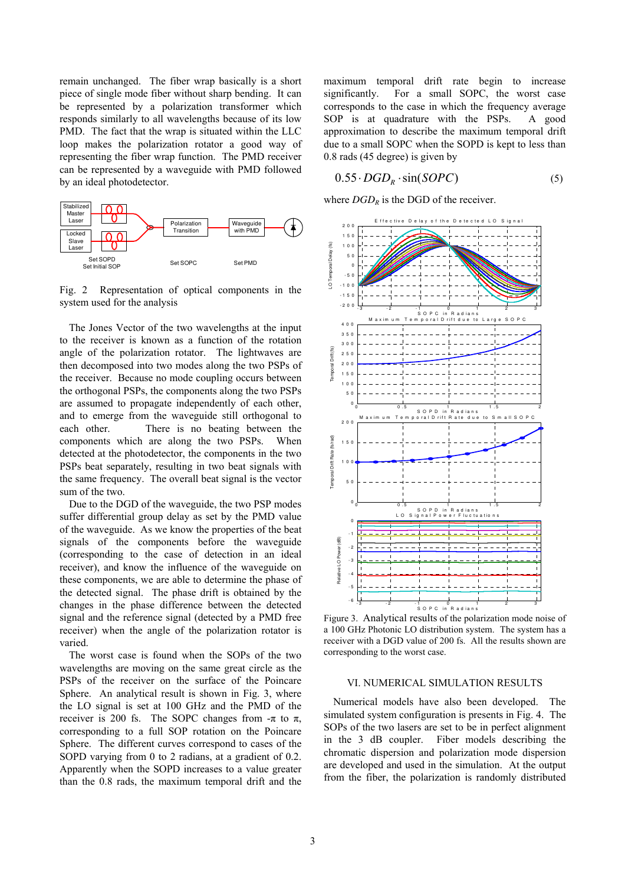remain unchanged. The fiber wrap basically is a short piece of single mode fiber without sharp bending. It can be represented by a polarization transformer which responds similarly to all wavelengths because of its low PMD. The fact that the wrap is situated within the LLC loop makes the polarization rotator a good way of representing the fiber wrap function. The PMD receiver can be represented by a waveguide with PMD followed by an ideal photodetector.

Fig. 2 Representation of optical components in the system used for the analysis

The Jones Vector of the two wavelengths at the input to the receiver is known as a function of the rotation angle of the polarization rotator. The lightwaves are then decomposed into two modes along the two PSPs of the receiver. Because no mode coupling occurs between the orthogonal PSPs, the components along the two PSPs are assumed to propagate independently of each other, and to emerge from the waveguide still orthogonal to each other. There is no beating between the components which are along the two PSPs. When detected at the photodetector, the components in the two PSPs beat separately, resulting in two beat signals with the same frequency. The overall beat signal is the vector sum of the two.

Due to the DGD of the waveguide, the two PSP modes suffer differential group delay as set by the PMD value of the waveguide. As we know the properties of the beat signals of the components before the waveguide (corresponding to the case of detection in an ideal receiver), and know the influence of the waveguide on these components, we are able to determine the phase of the detected signal. The phase drift is obtained by the changes in the phase difference between the detected signal and the reference signal (detected by a PMD free receiver) when the angle of the polarization rotator is varied.

The worst case is found when the SOPs of the two wavelengths are moving on the same great circle as the PSPs of the receiver on the surface of the Poincare Sphere. An analytical result is shown in Fig. 3, where the LO signal is set at 100 GHz and the PMD of the receiver is 200 fs. The SOPC changes from -π to π, corresponding to a full SOP rotation on the Poincare Sphere. The different curves correspond to cases of the SOPD varying from 0 to 2 radians, at a gradient of 0.2. Apparently when the SOPD increases to a value greater than the 0.8 rads, the maximum temporal drift and the maximum temporal drift rate begin to increase significantly. For a small SOPC, the worst case corresponds to the case in which the frequency average SOP is at quadrature with the PSPs. A good approximation to describe the maximum temporal drift due to a small SOPC when the SOPD is kept to less than 0.8 rads (45 degree) is given by

$$0.55 \cdot DGD_R \cdot \sin(SOPC) \tag{5}$$

where $DGD_R$ is the DGD of the receiver.

Figure 3. Analytical results of the polarization mode noise of a 100 GHz Photonic LO distribution system. The system has a receiver with a DGD value of 200 fs. All the results shown are corresponding to the worst case.

## VI. NUMERICAL SIMULATION RESULTS

Numerical models have also been developed. The simulated system configuration is presents in Fig. 4. The SOPs of the two lasers are set to be in perfect alignment in the 3 dB coupler. Fiber models describing the chromatic dispersion and polarization mode dispersion are developed and used in the simulation. At the output from the fiber, the polarization is randomly distributed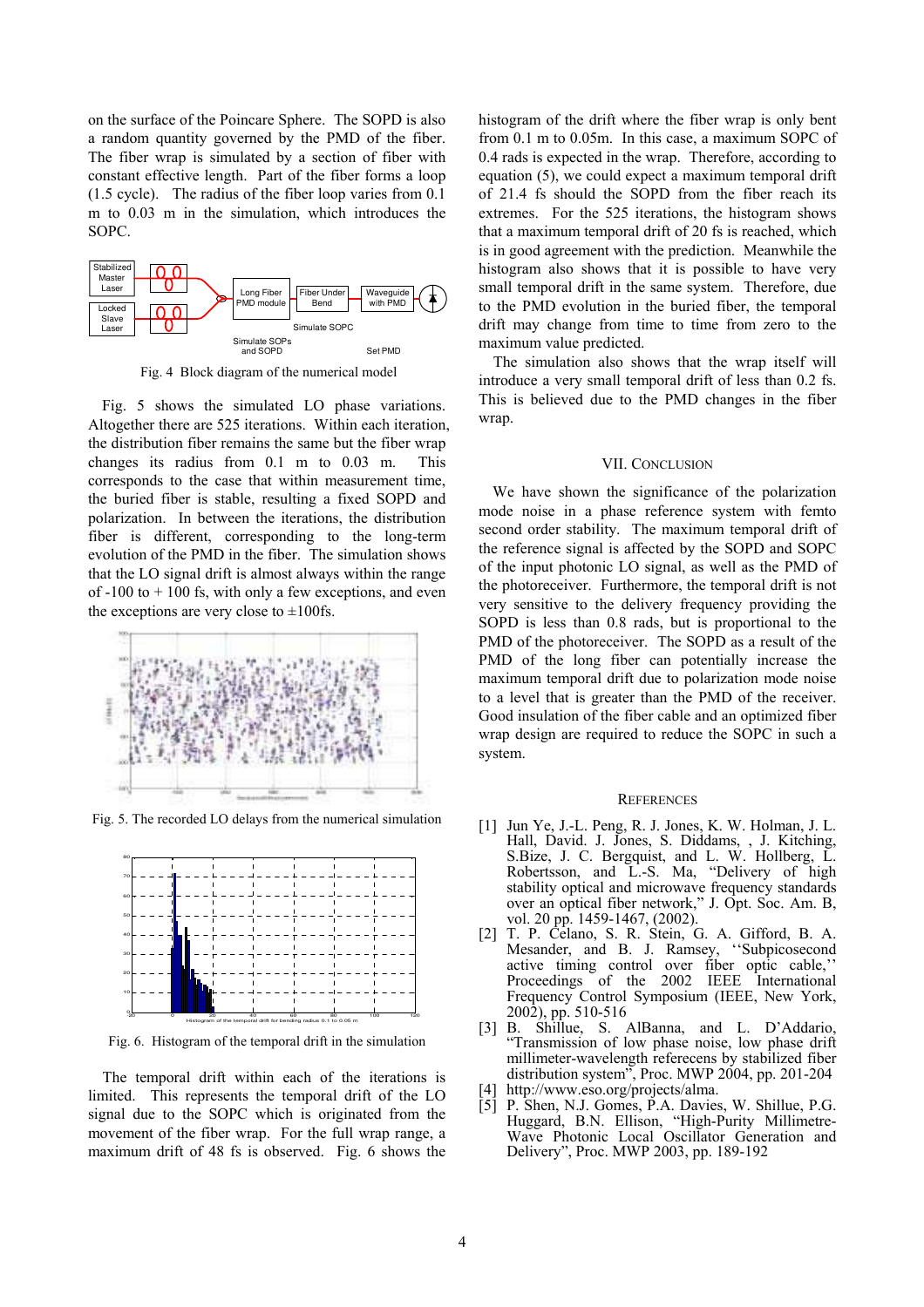on the surface of the Poincare Sphere. The SOPD is also a random quantity governed by the PMD of the fiber. The fiber wrap is simulated by a section of fiber with constant effective length. Part of the fiber forms a loop (1.5 cycle). The radius of the fiber loop varies from 0.1 m to 0.03 m in the simulation, which introduces the SOPC.

Stabilized Master Laser

Locked Slave Laser

Long Fiber PMD module

Fiber Under Bend

Waveguide with PMD

Simulate SOPC

Simulate SOPs and SOPD

Set PMD

Fig. 4 Block diagram of the numerical model

Fig. 5 shows the simulated LO phase variations. Altogether there are 525 iterations. Within each iteration, the distribution fiber remains the same but the fiber wrap changes its radius from 0.1 m to 0.03 m. This corresponds to the case that within measurement time, the buried fiber is stable, resulting a fixed SOPD and polarization. In between the iterations, the distribution fiber is different, corresponding to the long-term evolution of the PMD in the fiber. The simulation shows that the LO signal drift is almost always within the range of -100 to + 100 fs, with only a few exceptions, and even the exceptions are very close to ±100fs.

Fig. 5. The recorded LO delays from the numerical simulation

80
70
60
50
40
30
20
10
0
-20
0
20
40
60
80
100
120
Histogram of the temporal drift for bending radius 0.1 to 0.05 m

Fig. 6. Histogram of the temporal drift in the simulation

The temporal drift within each of the iterations is limited. This represents the temporal drift of the LO signal due to the SOPC which is originated from the movement of the fiber wrap. For the full wrap range, a maximum drift of 48 fs is observed. Fig. 6 shows the histogram of the drift where the fiber wrap is only bent from 0.1 m to 0.05m. In this case, a maximum SOPC of 0.4 rads is expected in the wrap. Therefore, according to equation (5), we could expect a maximum temporal drift of 21.4 fs should the SOPD from the fiber reach its extremes. For the 525 iterations, the histogram shows that a maximum temporal drift of 20 fs is reached, which is in good agreement with the prediction. Meanwhile the histogram also shows that it is possible to have very small temporal drift in the same system. Therefore, due to the PMD evolution in the buried fiber, the temporal drift may change from time to time from zero to the maximum value predicted.

The simulation also shows that the wrap itself will introduce a very small temporal drift of less than 0.2 fs. This is believed due to the PMD changes in the fiber wrap.

## VII. Conclusion

We have shown the significance of the polarization mode noise in a phase reference system with femto second order stability. The maximum temporal drift of the reference signal is affected by the SOPD and SOPC of the input photonic LO signal, as well as the PMD of the photoreceiver. Furthermore, the temporal drift is not very sensitive to the delivery frequency providing the SOPD is less than 0.8 rads, but is proportional to the PMD of the photoreceiver. The SOPD as a result of the PMD of the long fiber can potentially increase the maximum temporal drift due to polarization mode noise to a level that is greater than the PMD of the receiver. Good insulation of the fiber cable and an optimized fiber wrap design are required to reduce the SOPC in such a system.

## References

[1] Jun Ye, J.-L. Peng, R. J. Jones, K. W. Holman, J. L. Hall, David. J. Jones, S. Diddams, , J. Kitching, S.Bize, J. C. Bergquist, and L. W. Hollberg, L. Robertsson, and L.-S. Ma, "Delivery of high stability optical and microwave frequency standards over an optical fiber network," J. Opt. Soc. Am. B, vol. 20 pp. 1459-1467, (2002).

[2] T. P. Celano, S. R. Stein, G. A. Gifford, B. A. Mesander, and B. J. Ramsey, ''Subpicosecond active timing control over fiber optic cable,'' Proceedings of the 2002 IEEE International Frequency Control Symposium (IEEE, New York, 2002), pp. 510-516

[3] B. Shillue, S. AlBanna, and L. D'Addario, "Transmission of low phase noise, low phase drift millimeter-wavelength referecens by stabilized fiber distribution system", Proc. MWP 2004, pp. 201-204

[4] http://www.eso.org/projects/alma.

[5] P. Shen, N.J. Gomes, P.A. Davies, W. Shillue, P.G. Huggard, B.N. Ellison, "High-Purity Millimetre-Wave Photonic Local Oscillator Generation and Delivery", Proc. MWP 2003, pp. 189-192